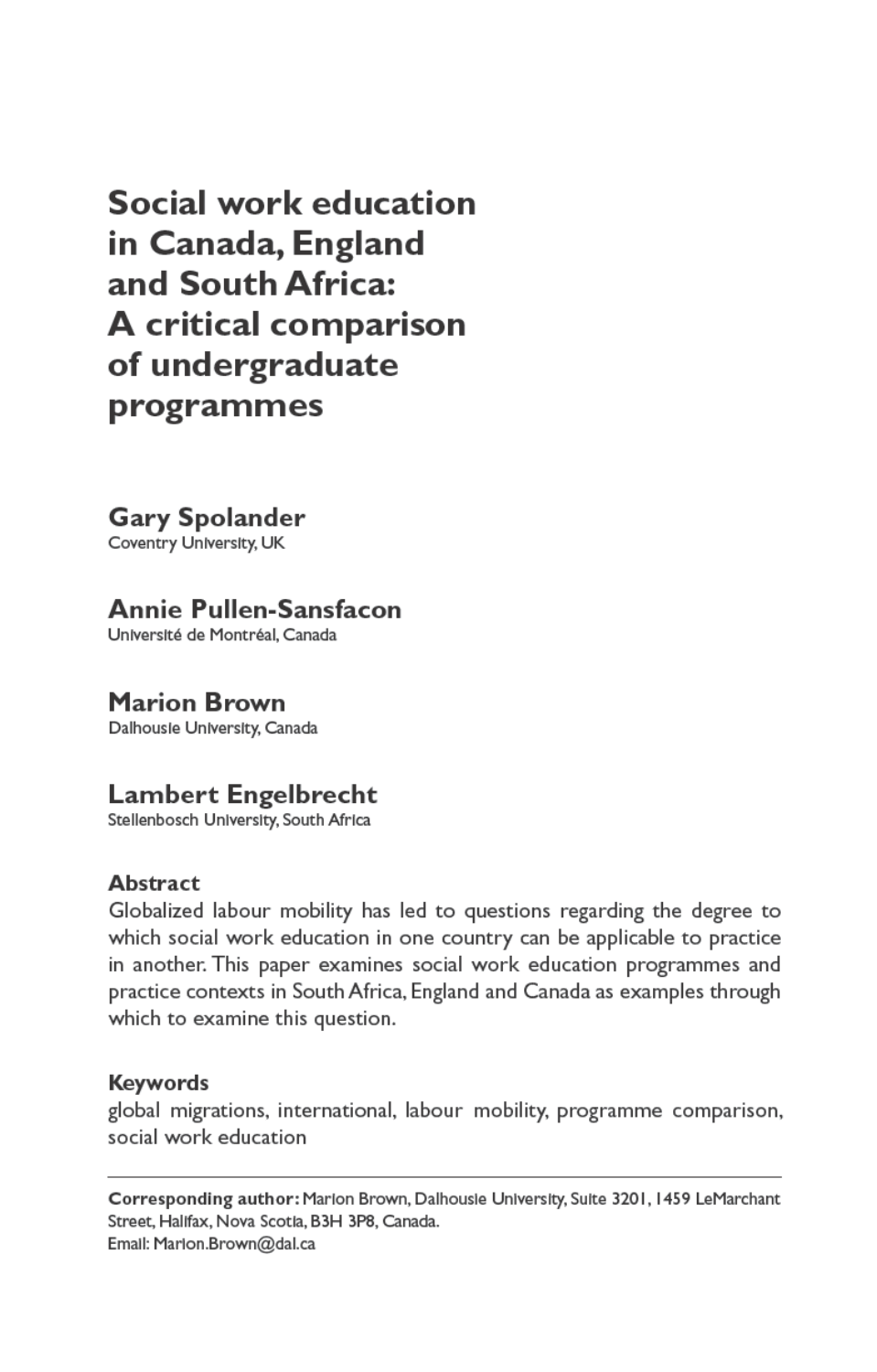# Social work education in Canada, England and South Africa: A critical comparison of undergraduate programmes

**Gary Spolander**
Coventry University, UK

**Annie Pullen-Sansfacon**
Université de Montréal, Canada

**Marion Brown**
Dalhousie University, Canada

**Lambert Engelbrecht**
Stellenbosch University, South Africa

## Abstract

Globalized labour mobility has led to questions regarding the degree to which social work education in one country can be applicable to practice in another. This paper examines social work education programmes and practice contexts in South Africa, England and Canada as examples through which to examine this question.

## Keywords

global migrations, international, labour mobility, programme comparison, social work education

---

**Corresponding author:** Marion Brown, Dalhousie University, Suite 3201, 1459 LeMarchant Street, Halifax, Nova Scotia, B3H 3P8, Canada.
Email: Marion.Brown@dal.ca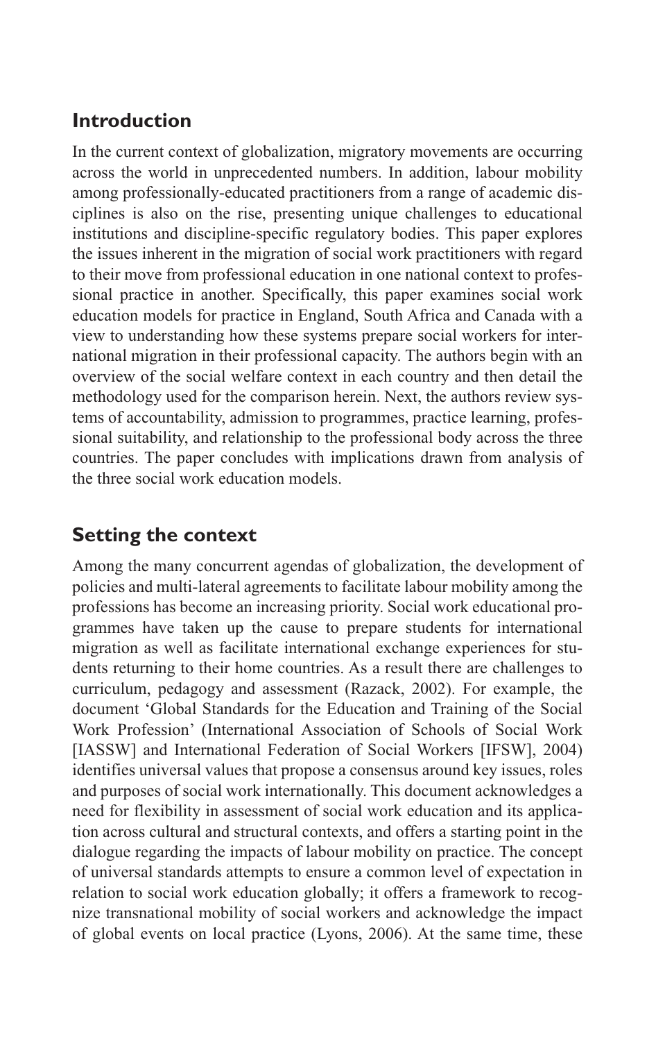## Introduction

In the current context of globalization, migratory movements are occurring across the world in unprecedented numbers. In addition, labour mobility among professionally-educated practitioners from a range of academic disciplines is also on the rise, presenting unique challenges to educational institutions and discipline-specific regulatory bodies. This paper explores the issues inherent in the migration of social work practitioners with regard to their move from professional education in one national context to professional practice in another. Specifically, this paper examines social work education models for practice in England, South Africa and Canada with a view to understanding how these systems prepare social workers for international migration in their professional capacity. The authors begin with an overview of the social welfare context in each country and then detail the methodology used for the comparison herein. Next, the authors review systems of accountability, admission to programmes, practice learning, professional suitability, and relationship to the professional body across the three countries. The paper concludes with implications drawn from analysis of the three social work education models.

## Setting the context

Among the many concurrent agendas of globalization, the development of policies and multi-lateral agreements to facilitate labour mobility among the professions has become an increasing priority. Social work educational programmes have taken up the cause to prepare students for international migration as well as facilitate international exchange experiences for students returning to their home countries. As a result there are challenges to curriculum, pedagogy and assessment (Razack, 2002). For example, the document 'Global Standards for the Education and Training of the Social Work Profession' (International Association of Schools of Social Work [IASSW] and International Federation of Social Workers [IFSW], 2004) identifies universal values that propose a consensus around key issues, roles and purposes of social work internationally. This document acknowledges a need for flexibility in assessment of social work education and its application across cultural and structural contexts, and offers a starting point in the dialogue regarding the impacts of labour mobility on practice. The concept of universal standards attempts to ensure a common level of expectation in relation to social work education globally; it offers a framework to recognize transnational mobility of social workers and acknowledge the impact of global events on local practice (Lyons, 2006). At the same time, these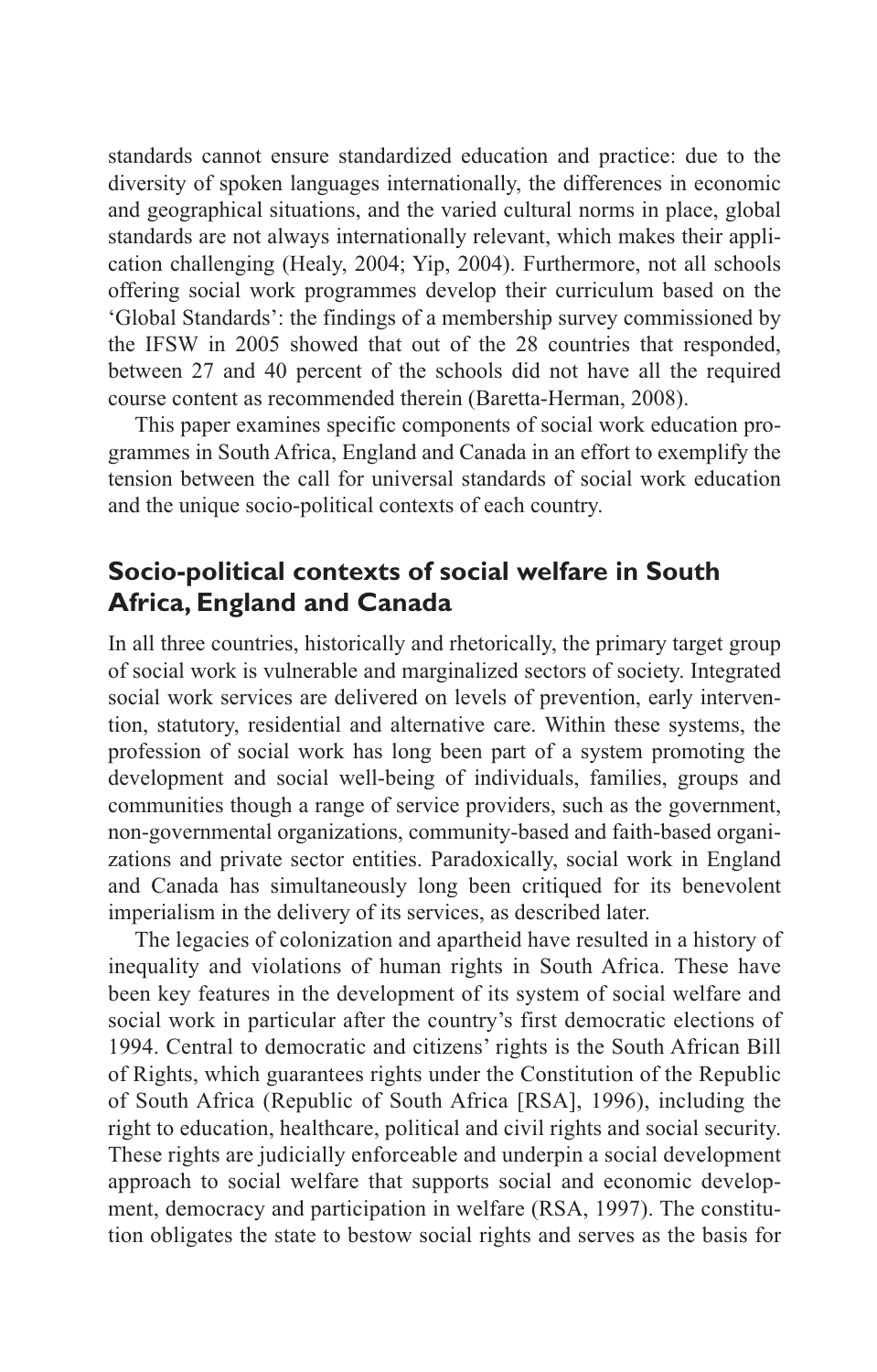standards cannot ensure standardized education and practice: due to the diversity of spoken languages internationally, the differences in economic and geographical situations, and the varied cultural norms in place, global standards are not always internationally relevant, which makes their application challenging (Healy, 2004; Yip, 2004). Furthermore, not all schools offering social work programmes develop their curriculum based on the 'Global Standards': the findings of a membership survey commissioned by the IFSW in 2005 showed that out of the 28 countries that responded, between 27 and 40 percent of the schools did not have all the required course content as recommended therein (Baretta-Herman, 2008).

This paper examines specific components of social work education programmes in South Africa, England and Canada in an effort to exemplify the tension between the call for universal standards of social work education and the unique socio-political contexts of each country.

## Socio-political contexts of social welfare in South Africa, England and Canada

In all three countries, historically and rhetorically, the primary target group of social work is vulnerable and marginalized sectors of society. Integrated social work services are delivered on levels of prevention, early intervention, statutory, residential and alternative care. Within these systems, the profession of social work has long been part of a system promoting the development and social well-being of individuals, families, groups and communities though a range of service providers, such as the government, non-governmental organizations, community-based and faith-based organizations and private sector entities. Paradoxically, social work in England and Canada has simultaneously long been critiqued for its benevolent imperialism in the delivery of its services, as described later.

The legacies of colonization and apartheid have resulted in a history of inequality and violations of human rights in South Africa. These have been key features in the development of its system of social welfare and social work in particular after the country's first democratic elections of 1994. Central to democratic and citizens' rights is the South African Bill of Rights, which guarantees rights under the Constitution of the Republic of South Africa (Republic of South Africa [RSA], 1996), including the right to education, healthcare, political and civil rights and social security. These rights are judicially enforceable and underpin a social development approach to social welfare that supports social and economic development, democracy and participation in welfare (RSA, 1997). The constitution obligates the state to bestow social rights and serves as the basis for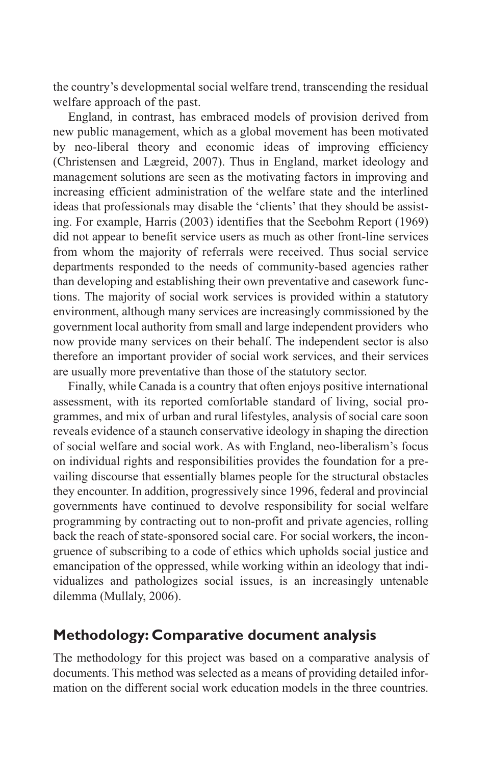the country's developmental social welfare trend, transcending the residual welfare approach of the past.

England, in contrast, has embraced models of provision derived from new public management, which as a global movement has been motivated by neo-liberal theory and economic ideas of improving efficiency (Christensen and Lægreid, 2007). Thus in England, market ideology and management solutions are seen as the motivating factors in improving and increasing efficient administration of the welfare state and the interlined ideas that professionals may disable the 'clients' that they should be assisting. For example, Harris (2003) identifies that the Seebohm Report (1969) did not appear to benefit service users as much as other front-line services from whom the majority of referrals were received. Thus social service departments responded to the needs of community-based agencies rather than developing and establishing their own preventative and casework functions. The majority of social work services is provided within a statutory environment, although many services are increasingly commissioned by the government local authority from small and large independent providers who now provide many services on their behalf. The independent sector is also therefore an important provider of social work services, and their services are usually more preventative than those of the statutory sector.

Finally, while Canada is a country that often enjoys positive international assessment, with its reported comfortable standard of living, social programmes, and mix of urban and rural lifestyles, analysis of social care soon reveals evidence of a staunch conservative ideology in shaping the direction of social welfare and social work. As with England, neo-liberalism's focus on individual rights and responsibilities provides the foundation for a prevailing discourse that essentially blames people for the structural obstacles they encounter. In addition, progressively since 1996, federal and provincial governments have continued to devolve responsibility for social welfare programming by contracting out to non-profit and private agencies, rolling back the reach of state-sponsored social care. For social workers, the incongruence of subscribing to a code of ethics which upholds social justice and emancipation of the oppressed, while working within an ideology that individualizes and pathologizes social issues, is an increasingly untenable dilemma (Mullaly, 2006).

## Methodology: Comparative document analysis

The methodology for this project was based on a comparative analysis of documents. This method was selected as a means of providing detailed information on the different social work education models in the three countries.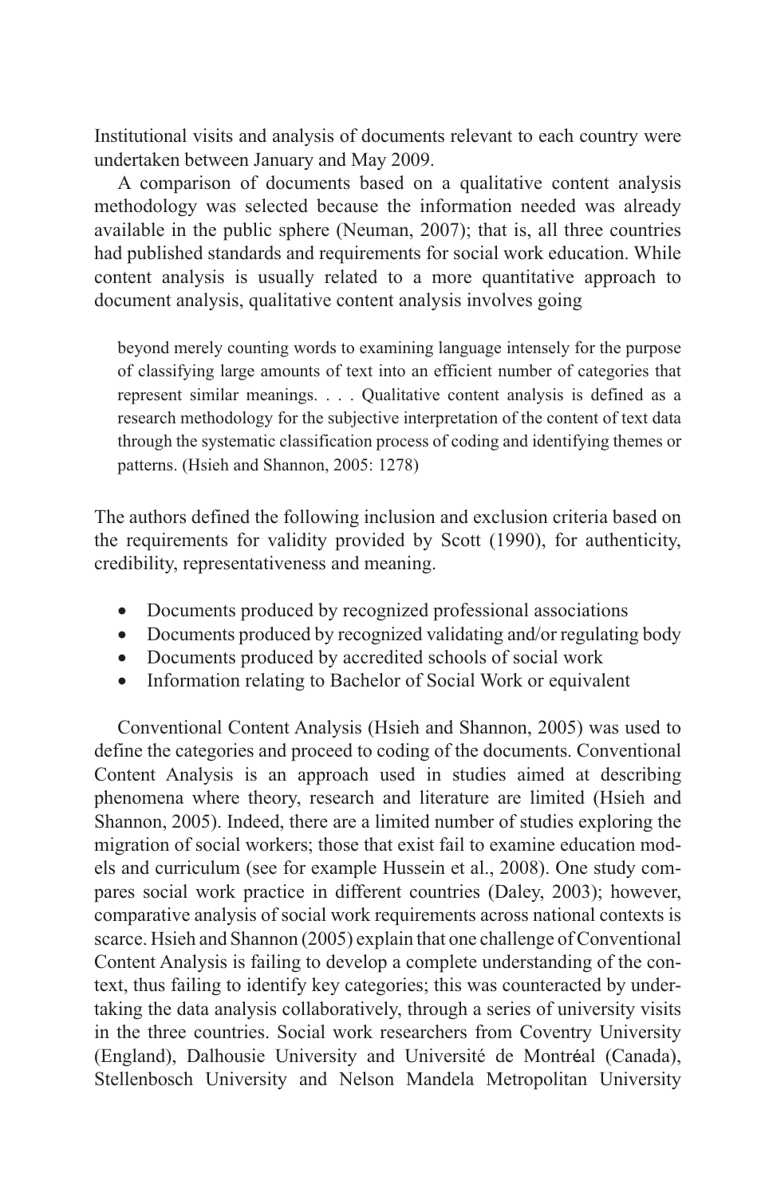Institutional visits and analysis of documents relevant to each country were undertaken between January and May 2009.

A comparison of documents based on a qualitative content analysis methodology was selected because the information needed was already available in the public sphere (Neuman, 2007); that is, all three countries had published standards and requirements for social work education. While content analysis is usually related to a more quantitative approach to document analysis, qualitative content analysis involves going

> beyond merely counting words to examining language intensely for the purpose of classifying large amounts of text into an efficient number of categories that represent similar meanings. . . . Qualitative content analysis is defined as a research methodology for the subjective interpretation of the content of text data through the systematic classification process of coding and identifying themes or patterns. (Hsieh and Shannon, 2005: 1278)

The authors defined the following inclusion and exclusion criteria based on the requirements for validity provided by Scott (1990), for authenticity, credibility, representativeness and meaning.

- Documents produced by recognized professional associations
- Documents produced by recognized validating and/or regulating body
- Documents produced by accredited schools of social work
- Information relating to Bachelor of Social Work or equivalent

Conventional Content Analysis (Hsieh and Shannon, 2005) was used to define the categories and proceed to coding of the documents. Conventional Content Analysis is an approach used in studies aimed at describing phenomena where theory, research and literature are limited (Hsieh and Shannon, 2005). Indeed, there are a limited number of studies exploring the migration of social workers; those that exist fail to examine education models and curriculum (see for example Hussein et al., 2008). One study compares social work practice in different countries (Daley, 2003); however, comparative analysis of social work requirements across national contexts is scarce. Hsieh and Shannon (2005) explain that one challenge of Conventional Content Analysis is failing to develop a complete understanding of the context, thus failing to identify key categories; this was counteracted by undertaking the data analysis collaboratively, through a series of university visits in the three countries. Social work researchers from Coventry University (England), Dalhousie University and Université de Montréal (Canada), Stellenbosch University and Nelson Mandela Metropolitan University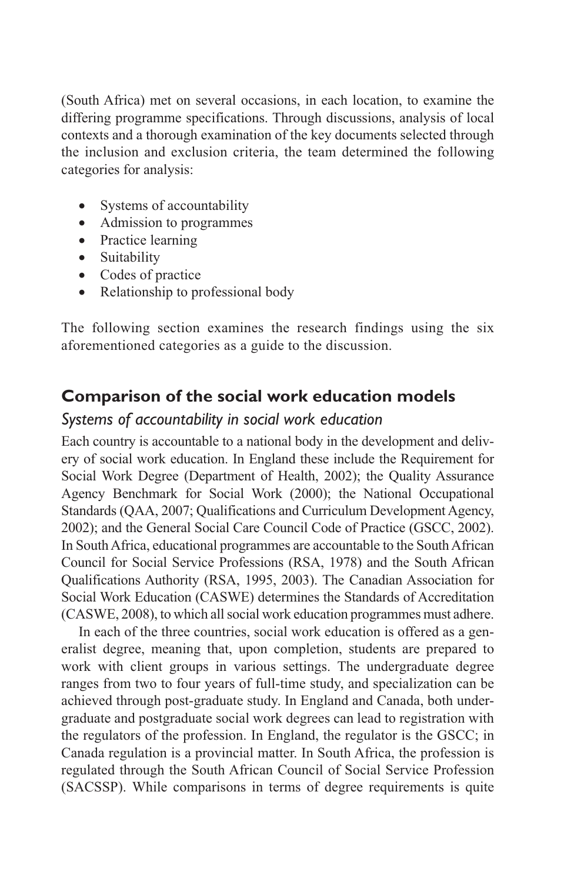(South Africa) met on several occasions, in each location, to examine the differing programme specifications. Through discussions, analysis of local contexts and a thorough examination of the key documents selected through the inclusion and exclusion criteria, the team determined the following categories for analysis:

- Systems of accountability
- Admission to programmes
- Practice learning
- Suitability
- Codes of practice
- Relationship to professional body

The following section examines the research findings using the six aforementioned categories as a guide to the discussion.

## Comparison of the social work education models

### *Systems of accountability in social work education*

Each country is accountable to a national body in the development and delivery of social work education. In England these include the Requirement for Social Work Degree (Department of Health, 2002); the Quality Assurance Agency Benchmark for Social Work (2000); the National Occupational Standards (QAA, 2007; Qualifications and Curriculum Development Agency, 2002); and the General Social Care Council Code of Practice (GSCC, 2002). In South Africa, educational programmes are accountable to the South African Council for Social Service Professions (RSA, 1978) and the South African Qualifications Authority (RSA, 1995, 2003). The Canadian Association for Social Work Education (CASWE) determines the Standards of Accreditation (CASWE, 2008), to which all social work education programmes must adhere.

In each of the three countries, social work education is offered as a generalist degree, meaning that, upon completion, students are prepared to work with client groups in various settings. The undergraduate degree ranges from two to four years of full-time study, and specialization can be achieved through post-graduate study. In England and Canada, both undergraduate and postgraduate social work degrees can lead to registration with the regulators of the profession. In England, the regulator is the GSCC; in Canada regulation is a provincial matter. In South Africa, the profession is regulated through the South African Council of Social Service Profession (SACSSP). While comparisons in terms of degree requirements is quite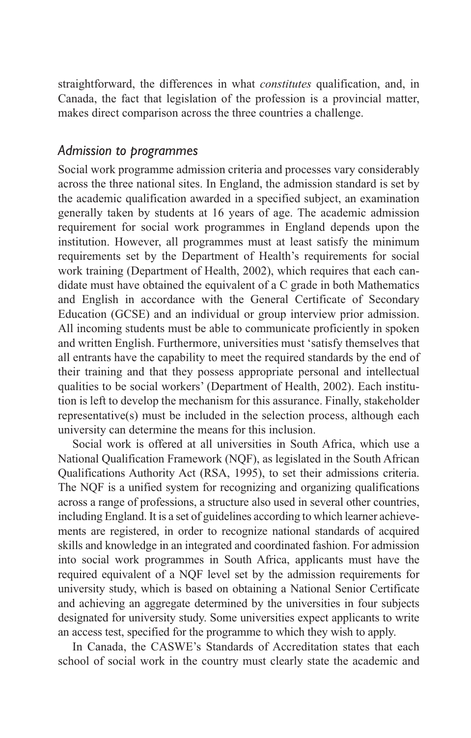straightforward, the differences in what *constitutes* qualification, and, in Canada, the fact that legislation of the profession is a provincial matter, makes direct comparison across the three countries a challenge.

## *Admission to programmes*

Social work programme admission criteria and processes vary considerably across the three national sites. In England, the admission standard is set by the academic qualification awarded in a specified subject, an examination generally taken by students at 16 years of age. The academic admission requirement for social work programmes in England depends upon the institution. However, all programmes must at least satisfy the minimum requirements set by the Department of Health's requirements for social work training (Department of Health, 2002), which requires that each candidate must have obtained the equivalent of a C grade in both Mathematics and English in accordance with the General Certificate of Secondary Education (GCSE) and an individual or group interview prior admission. All incoming students must be able to communicate proficiently in spoken and written English. Furthermore, universities must 'satisfy themselves that all entrants have the capability to meet the required standards by the end of their training and that they possess appropriate personal and intellectual qualities to be social workers' (Department of Health, 2002). Each institution is left to develop the mechanism for this assurance. Finally, stakeholder representative(s) must be included in the selection process, although each university can determine the means for this inclusion.

Social work is offered at all universities in South Africa, which use a National Qualification Framework (NQF), as legislated in the South African Qualifications Authority Act (RSA, 1995), to set their admissions criteria. The NQF is a unified system for recognizing and organizing qualifications across a range of professions, a structure also used in several other countries, including England. It is a set of guidelines according to which learner achievements are registered, in order to recognize national standards of acquired skills and knowledge in an integrated and coordinated fashion. For admission into social work programmes in South Africa, applicants must have the required equivalent of a NQF level set by the admission requirements for university study, which is based on obtaining a National Senior Certificate and achieving an aggregate determined by the universities in four subjects designated for university study. Some universities expect applicants to write an access test, specified for the programme to which they wish to apply.

In Canada, the CASWE's Standards of Accreditation states that each school of social work in the country must clearly state the academic and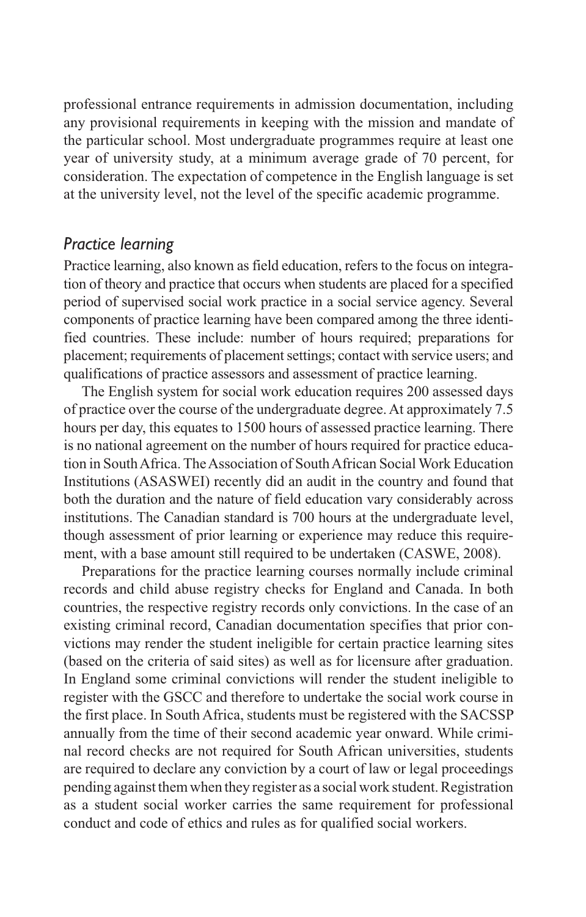professional entrance requirements in admission documentation, including any provisional requirements in keeping with the mission and mandate of the particular school. Most undergraduate programmes require at least one year of university study, at a minimum average grade of 70 percent, for consideration. The expectation of competence in the English language is set at the university level, not the level of the specific academic programme.

### *Practice learning*

Practice learning, also known as field education, refers to the focus on integration of theory and practice that occurs when students are placed for a specified period of supervised social work practice in a social service agency. Several components of practice learning have been compared among the three identified countries. These include: number of hours required; preparations for placement; requirements of placement settings; contact with service users; and qualifications of practice assessors and assessment of practice learning.

The English system for social work education requires 200 assessed days of practice over the course of the undergraduate degree. At approximately 7.5 hours per day, this equates to 1500 hours of assessed practice learning. There is no national agreement on the number of hours required for practice education in South Africa. The Association of South African Social Work Education Institutions (ASASWEI) recently did an audit in the country and found that both the duration and the nature of field education vary considerably across institutions. The Canadian standard is 700 hours at the undergraduate level, though assessment of prior learning or experience may reduce this requirement, with a base amount still required to be undertaken (CASWE, 2008).

Preparations for the practice learning courses normally include criminal records and child abuse registry checks for England and Canada. In both countries, the respective registry records only convictions. In the case of an existing criminal record, Canadian documentation specifies that prior convictions may render the student ineligible for certain practice learning sites (based on the criteria of said sites) as well as for licensure after graduation. In England some criminal convictions will render the student ineligible to register with the GSCC and therefore to undertake the social work course in the first place. In South Africa, students must be registered with the SACSSP annually from the time of their second academic year onward. While criminal record checks are not required for South African universities, students are required to declare any conviction by a court of law or legal proceedings pending against them when they register as a social work student. Registration as a student social worker carries the same requirement for professional conduct and code of ethics and rules as for qualified social workers.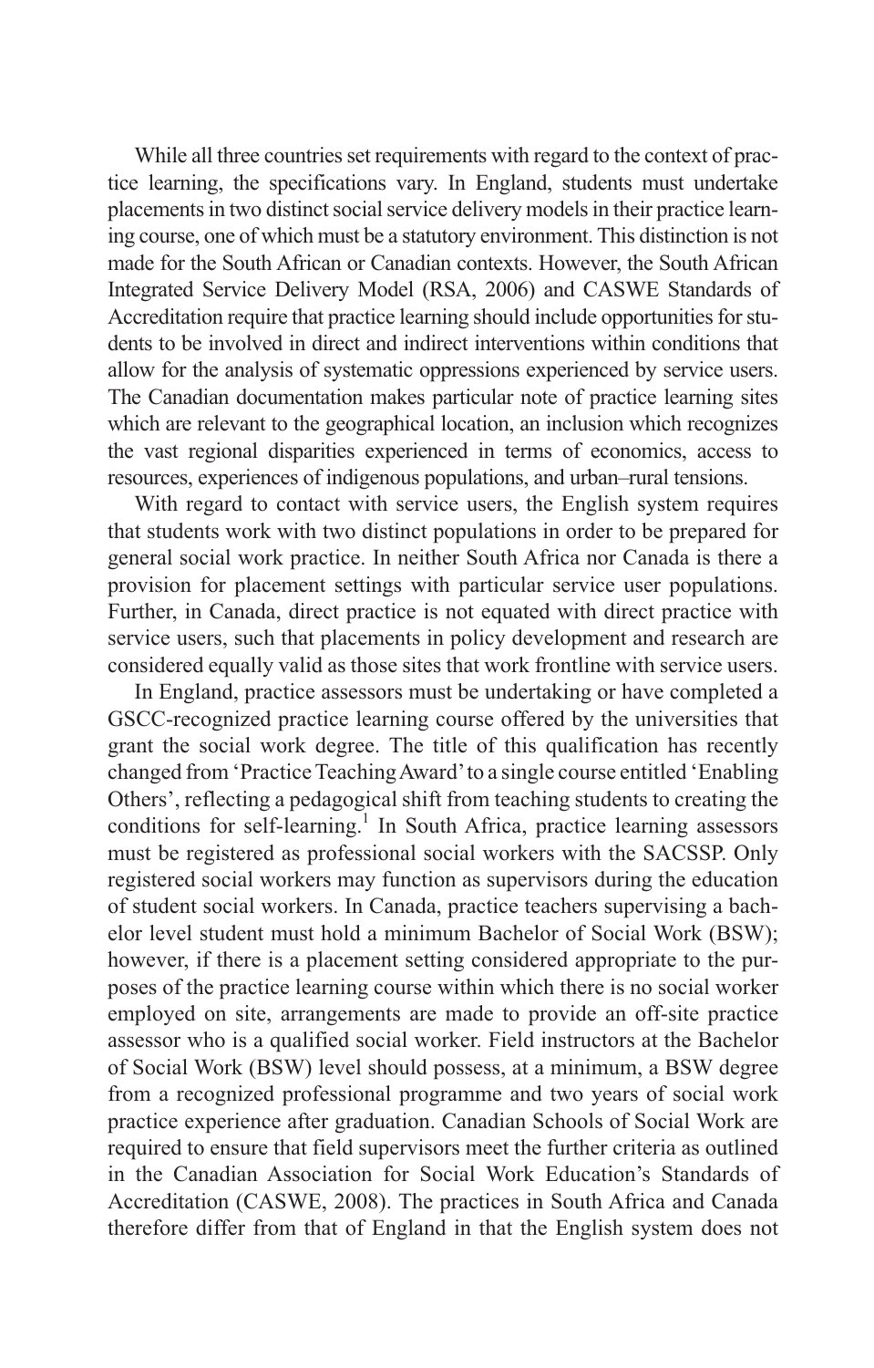While all three countries set requirements with regard to the context of practice learning, the specifications vary. In England, students must undertake placements in two distinct social service delivery models in their practice learning course, one of which must be a statutory environment. This distinction is not made for the South African or Canadian contexts. However, the South African Integrated Service Delivery Model (RSA, 2006) and CASWE Standards of Accreditation require that practice learning should include opportunities for students to be involved in direct and indirect interventions within conditions that allow for the analysis of systematic oppressions experienced by service users. The Canadian documentation makes particular note of practice learning sites which are relevant to the geographical location, an inclusion which recognizes the vast regional disparities experienced in terms of economics, access to resources, experiences of indigenous populations, and urban–rural tensions.

With regard to contact with service users, the English system requires that students work with two distinct populations in order to be prepared for general social work practice. In neither South Africa nor Canada is there a provision for placement settings with particular service user populations. Further, in Canada, direct practice is not equated with direct practice with service users, such that placements in policy development and research are considered equally valid as those sites that work frontline with service users.

In England, practice assessors must be undertaking or have completed a GSCC-recognized practice learning course offered by the universities that grant the social work degree. The title of this qualification has recently changed from 'Practice Teaching Award' to a single course entitled 'Enabling Others', reflecting a pedagogical shift from teaching students to creating the conditions for self-learning.[1] In South Africa, practice learning assessors must be registered as professional social workers with the SACSSP. Only registered social workers may function as supervisors during the education of student social workers. In Canada, practice teachers supervising a bachelor level student must hold a minimum Bachelor of Social Work (BSW); however, if there is a placement setting considered appropriate to the purposes of the practice learning course within which there is no social worker employed on site, arrangements are made to provide an off-site practice assessor who is a qualified social worker. Field instructors at the Bachelor of Social Work (BSW) level should possess, at a minimum, a BSW degree from a recognized professional programme and two years of social work practice experience after graduation. Canadian Schools of Social Work are required to ensure that field supervisors meet the further criteria as outlined in the Canadian Association for Social Work Education's Standards of Accreditation (CASWE, 2008). The practices in South Africa and Canada therefore differ from that of England in that the English system does not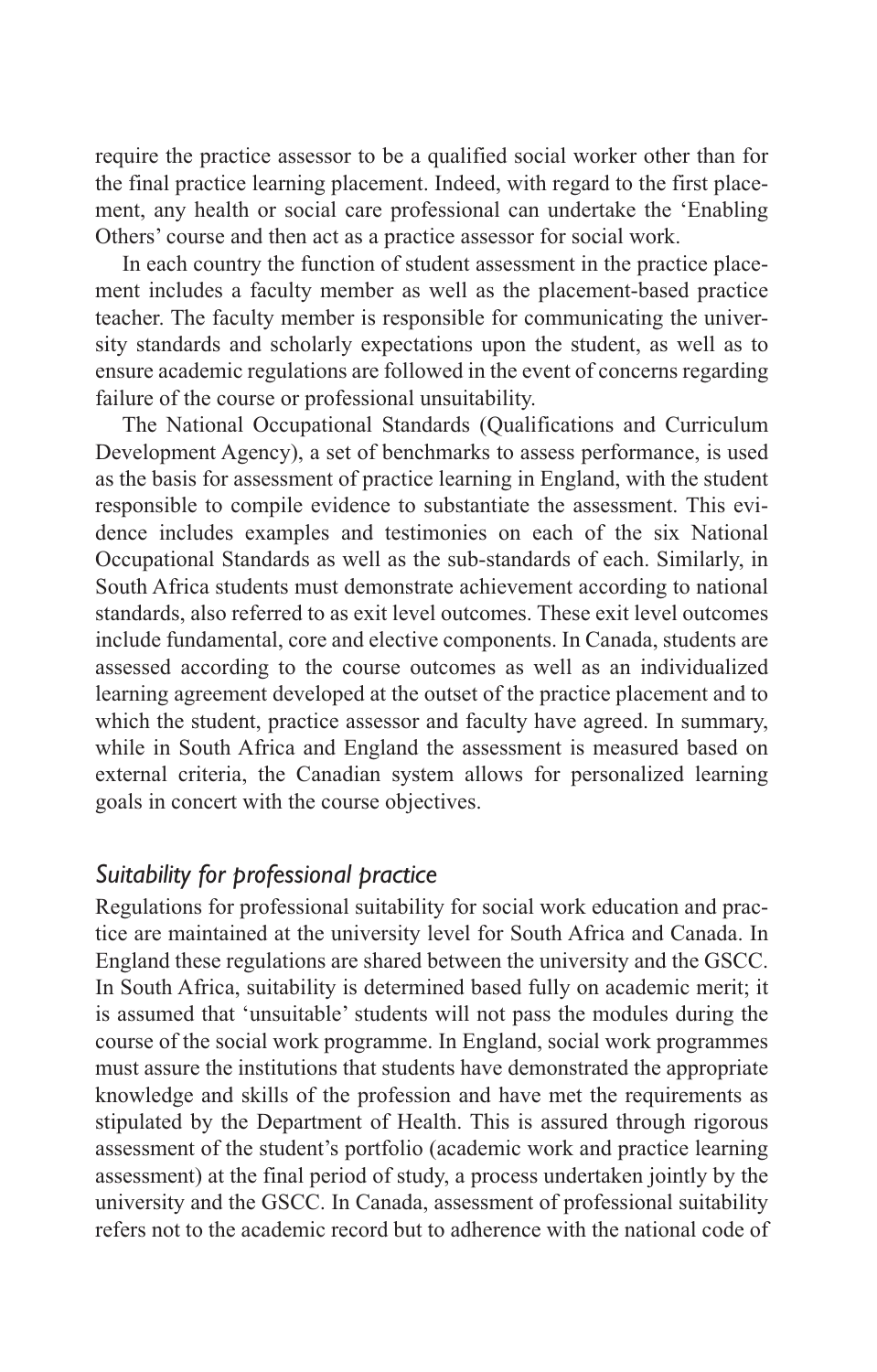require the practice assessor to be a qualified social worker other than for the final practice learning placement. Indeed, with regard to the first placement, any health or social care professional can undertake the 'Enabling Others' course and then act as a practice assessor for social work.

In each country the function of student assessment in the practice placement includes a faculty member as well as the placement-based practice teacher. The faculty member is responsible for communicating the university standards and scholarly expectations upon the student, as well as to ensure academic regulations are followed in the event of concerns regarding failure of the course or professional unsuitability.

The National Occupational Standards (Qualifications and Curriculum Development Agency), a set of benchmarks to assess performance, is used as the basis for assessment of practice learning in England, with the student responsible to compile evidence to substantiate the assessment. This evidence includes examples and testimonies on each of the six National Occupational Standards as well as the sub-standards of each. Similarly, in South Africa students must demonstrate achievement according to national standards, also referred to as exit level outcomes. These exit level outcomes include fundamental, core and elective components. In Canada, students are assessed according to the course outcomes as well as an individualized learning agreement developed at the outset of the practice placement and to which the student, practice assessor and faculty have agreed. In summary, while in South Africa and England the assessment is measured based on external criteria, the Canadian system allows for personalized learning goals in concert with the course objectives.

## *Suitability for professional practice*

Regulations for professional suitability for social work education and practice are maintained at the university level for South Africa and Canada. In England these regulations are shared between the university and the GSCC. In South Africa, suitability is determined based fully on academic merit; it is assumed that 'unsuitable' students will not pass the modules during the course of the social work programme. In England, social work programmes must assure the institutions that students have demonstrated the appropriate knowledge and skills of the profession and have met the requirements as stipulated by the Department of Health. This is assured through rigorous assessment of the student's portfolio (academic work and practice learning assessment) at the final period of study, a process undertaken jointly by the university and the GSCC. In Canada, assessment of professional suitability refers not to the academic record but to adherence with the national code of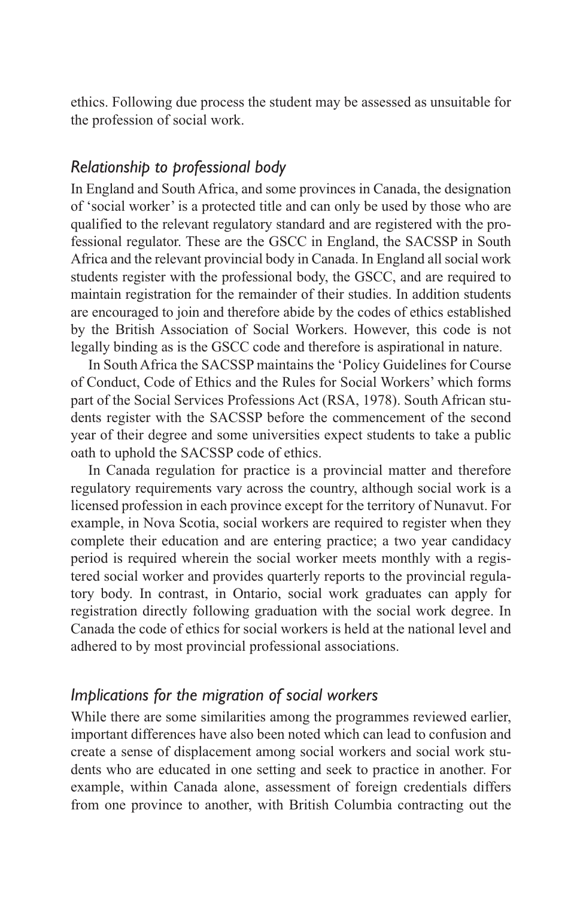ethics. Following due process the student may be assessed as unsuitable for the profession of social work.

### *Relationship to professional body*

In England and South Africa, and some provinces in Canada, the designation of 'social worker' is a protected title and can only be used by those who are qualified to the relevant regulatory standard and are registered with the professional regulator. These are the GSCC in England, the SACSSP in South Africa and the relevant provincial body in Canada. In England all social work students register with the professional body, the GSCC, and are required to maintain registration for the remainder of their studies. In addition students are encouraged to join and therefore abide by the codes of ethics established by the British Association of Social Workers. However, this code is not legally binding as is the GSCC code and therefore is aspirational in nature.

In South Africa the SACSSP maintains the 'Policy Guidelines for Course of Conduct, Code of Ethics and the Rules for Social Workers' which forms part of the Social Services Professions Act (RSA, 1978). South African students register with the SACSSP before the commencement of the second year of their degree and some universities expect students to take a public oath to uphold the SACSSP code of ethics.

In Canada regulation for practice is a provincial matter and therefore regulatory requirements vary across the country, although social work is a licensed profession in each province except for the territory of Nunavut. For example, in Nova Scotia, social workers are required to register when they complete their education and are entering practice; a two year candidacy period is required wherein the social worker meets monthly with a registered social worker and provides quarterly reports to the provincial regulatory body. In contrast, in Ontario, social work graduates can apply for registration directly following graduation with the social work degree. In Canada the code of ethics for social workers is held at the national level and adhered to by most provincial professional associations.

### *Implications for the migration of social workers*

While there are some similarities among the programmes reviewed earlier, important differences have also been noted which can lead to confusion and create a sense of displacement among social workers and social work students who are educated in one setting and seek to practice in another. For example, within Canada alone, assessment of foreign credentials differs from one province to another, with British Columbia contracting out the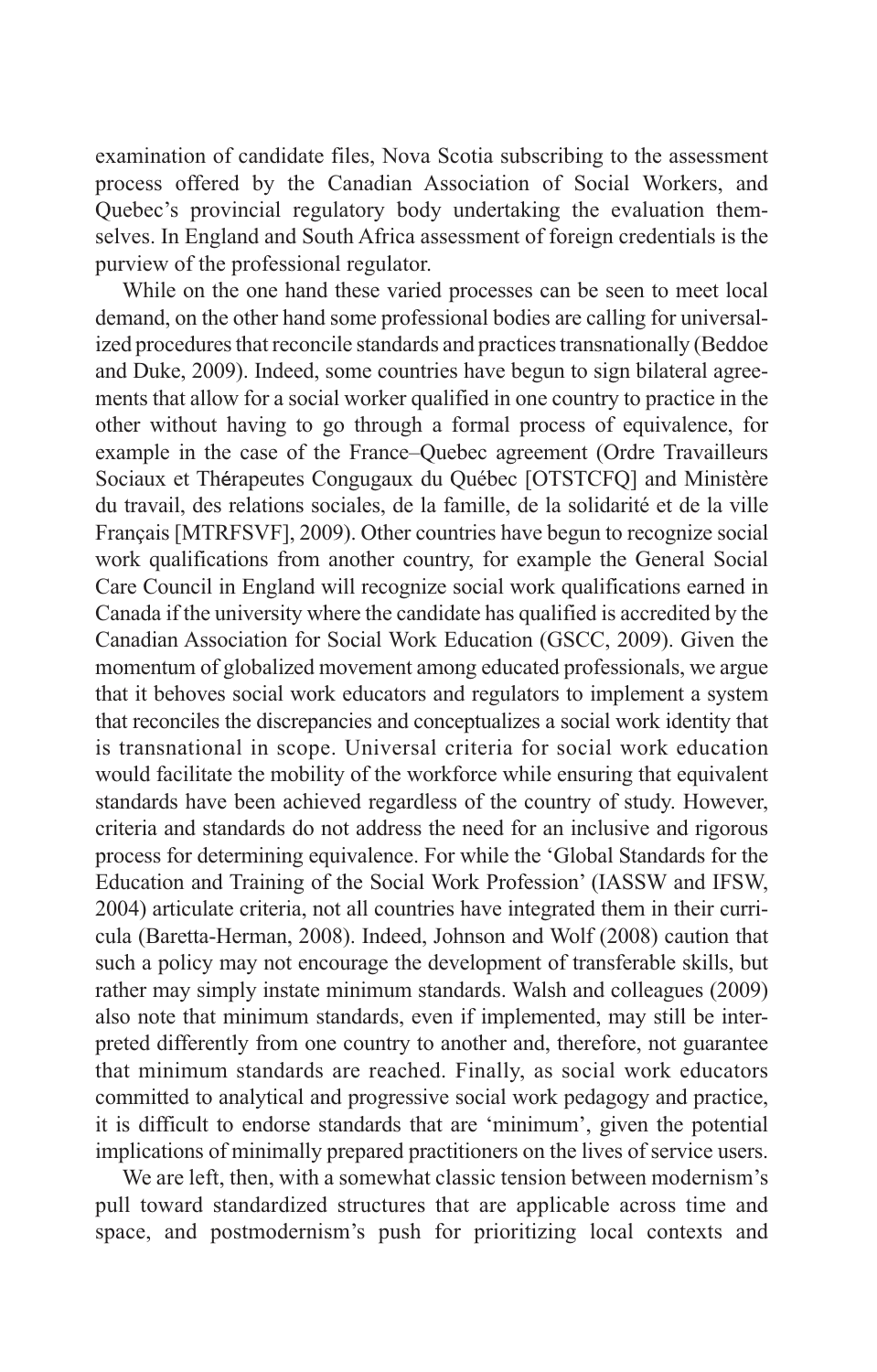examination of candidate files, Nova Scotia subscribing to the assessment process offered by the Canadian Association of Social Workers, and Quebec's provincial regulatory body undertaking the evaluation themselves. In England and South Africa assessment of foreign credentials is the purview of the professional regulator.

While on the one hand these varied processes can be seen to meet local demand, on the other hand some professional bodies are calling for universalized procedures that reconcile standards and practices transnationally (Beddoe and Duke, 2009). Indeed, some countries have begun to sign bilateral agreements that allow for a social worker qualified in one country to practice in the other without having to go through a formal process of equivalence, for example in the case of the France–Quebec agreement (Ordre Travailleurs Sociaux et Thérapeutes Congugaux du Québec [OTSTCFQ] and Ministère du travail, des relations sociales, de la famille, de la solidarité et de la ville Français [MTRFSVF], 2009). Other countries have begun to recognize social work qualifications from another country, for example the General Social Care Council in England will recognize social work qualifications earned in Canada if the university where the candidate has qualified is accredited by the Canadian Association for Social Work Education (GSCC, 2009). Given the momentum of globalized movement among educated professionals, we argue that it behoves social work educators and regulators to implement a system that reconciles the discrepancies and conceptualizes a social work identity that is transnational in scope. Universal criteria for social work education would facilitate the mobility of the workforce while ensuring that equivalent standards have been achieved regardless of the country of study. However, criteria and standards do not address the need for an inclusive and rigorous process for determining equivalence. For while the 'Global Standards for the Education and Training of the Social Work Profession' (IASSW and IFSW, 2004) articulate criteria, not all countries have integrated them in their curricula (Baretta-Herman, 2008). Indeed, Johnson and Wolf (2008) caution that such a policy may not encourage the development of transferable skills, but rather may simply instate minimum standards. Walsh and colleagues (2009) also note that minimum standards, even if implemented, may still be interpreted differently from one country to another and, therefore, not guarantee that minimum standards are reached. Finally, as social work educators committed to analytical and progressive social work pedagogy and practice, it is difficult to endorse standards that are 'minimum', given the potential implications of minimally prepared practitioners on the lives of service users.

We are left, then, with a somewhat classic tension between modernism's pull toward standardized structures that are applicable across time and space, and postmodernism's push for prioritizing local contexts and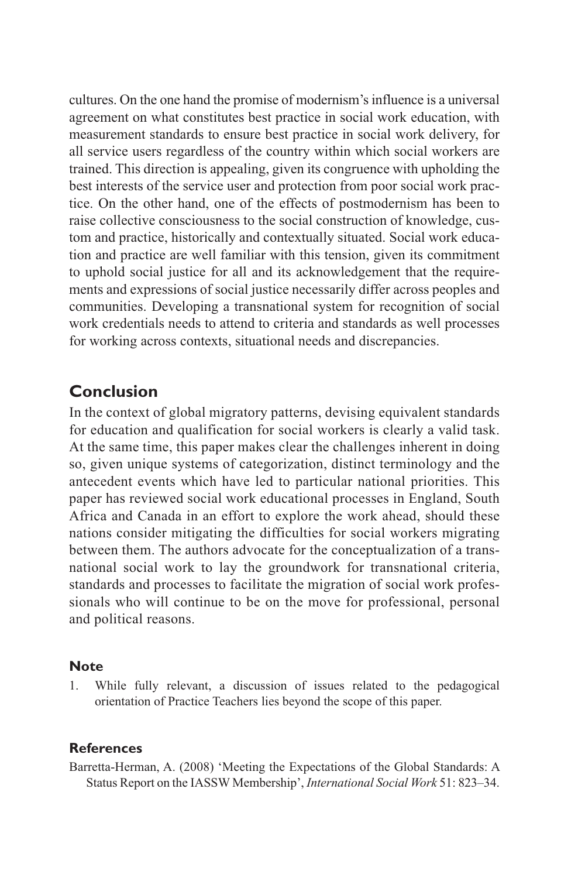cultures. On the one hand the promise of modernism's influence is a universal agreement on what constitutes best practice in social work education, with measurement standards to ensure best practice in social work delivery, for all service users regardless of the country within which social workers are trained. This direction is appealing, given its congruence with upholding the best interests of the service user and protection from poor social work practice. On the other hand, one of the effects of postmodernism has been to raise collective consciousness to the social construction of knowledge, custom and practice, historically and contextually situated. Social work education and practice are well familiar with this tension, given its commitment to uphold social justice for all and its acknowledgement that the requirements and expressions of social justice necessarily differ across peoples and communities. Developing a transnational system for recognition of social work credentials needs to attend to criteria and standards as well processes for working across contexts, situational needs and discrepancies.

## Conclusion

In the context of global migratory patterns, devising equivalent standards for education and qualification for social workers is clearly a valid task. At the same time, this paper makes clear the challenges inherent in doing so, given unique systems of categorization, distinct terminology and the antecedent events which have led to particular national priorities. This paper has reviewed social work educational processes in England, South Africa and Canada in an effort to explore the work ahead, should these nations consider mitigating the difficulties for social workers migrating between them. The authors advocate for the conceptualization of a transnational social work to lay the groundwork for transnational criteria, standards and processes to facilitate the migration of social work professionals who will continue to be on the move for professional, personal and political reasons.

### Note

1. While fully relevant, a discussion of issues related to the pedagogical orientation of Practice Teachers lies beyond the scope of this paper.

### References

Barretta-Herman, A. (2008) 'Meeting the Expectations of the Global Standards: A Status Report on the IASSW Membership', *International Social Work* 51: 823–34.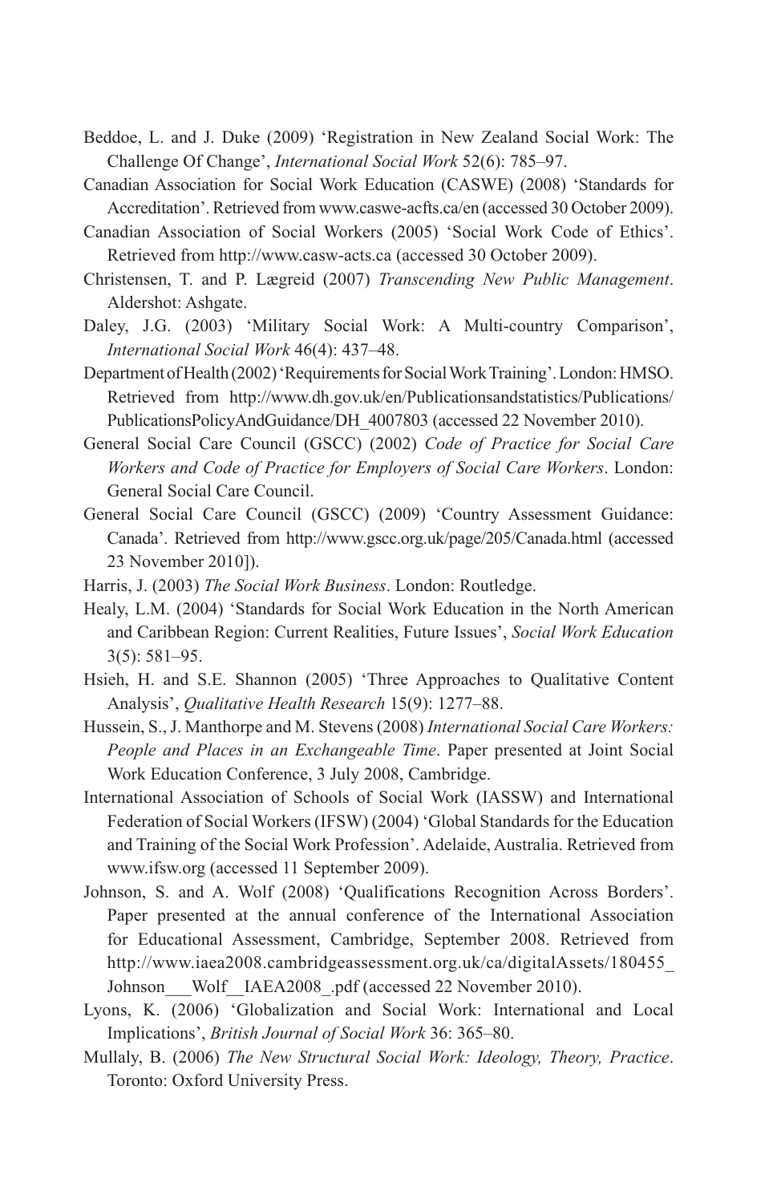Beddoe, L. and J. Duke (2009) 'Registration in New Zealand Social Work: The Challenge Of Change', *International Social Work* 52(6): 785–97.

Canadian Association for Social Work Education (CASWE) (2008) 'Standards for Accreditation'. Retrieved from www.caswe-acfts.ca/en (accessed 30 October 2009).

Canadian Association of Social Workers (2005) 'Social Work Code of Ethics'. Retrieved from http://www.casw-acts.ca (accessed 30 October 2009).

Christensen, T. and P. Lægreid (2007) *Transcending New Public Management*. Aldershot: Ashgate.

Daley, J.G. (2003) 'Military Social Work: A Multi-country Comparison', *International Social Work* 46(4): 437–48.

Department of Health (2002) 'Requirements for Social Work Training'. London: HMSO. Retrieved from http://www.dh.gov.uk/en/Publicationsandstatistics/Publications/PublicationsPolicyAndGuidance/DH_4007803 (accessed 22 November 2010).

General Social Care Council (GSCC) (2002) *Code of Practice for Social Care Workers and Code of Practice for Employers of Social Care Workers*. London: General Social Care Council.

General Social Care Council (GSCC) (2009) 'Country Assessment Guidance: Canada'. Retrieved from http://www.gscc.org.uk/page/205/Canada.html (accessed 23 November 2010]).

Harris, J. (2003) *The Social Work Business*. London: Routledge.

Healy, L.M. (2004) 'Standards for Social Work Education in the North American and Caribbean Region: Current Realities, Future Issues', *Social Work Education* 3(5): 581–95.

Hsieh, H. and S.E. Shannon (2005) 'Three Approaches to Qualitative Content Analysis', *Qualitative Health Research* 15(9): 1277–88.

Hussein, S., J. Manthorpe and M. Stevens (2008) *International Social Care Workers: People and Places in an Exchangeable Time*. Paper presented at Joint Social Work Education Conference, 3 July 2008, Cambridge.

International Association of Schools of Social Work (IASSW) and International Federation of Social Workers (IFSW) (2004) 'Global Standards for the Education and Training of the Social Work Profession'. Adelaide, Australia. Retrieved from www.ifsw.org (accessed 11 September 2009).

Johnson, S. and A. Wolf (2008) 'Qualifications Recognition Across Borders'. Paper presented at the annual conference of the International Association for Educational Assessment, Cambridge, September 2008. Retrieved from http://www.iaea2008.cambridgeassessment.org.uk/ca/digitalAssets/180455_Johnson___Wolf__IAEA2008_.pdf (accessed 22 November 2010).

Lyons, K. (2006) 'Globalization and Social Work: International and Local Implications', *British Journal of Social Work* 36: 365–80.

Mullaly, B. (2006) *The New Structural Social Work: Ideology, Theory, Practice*. Toronto: Oxford University Press.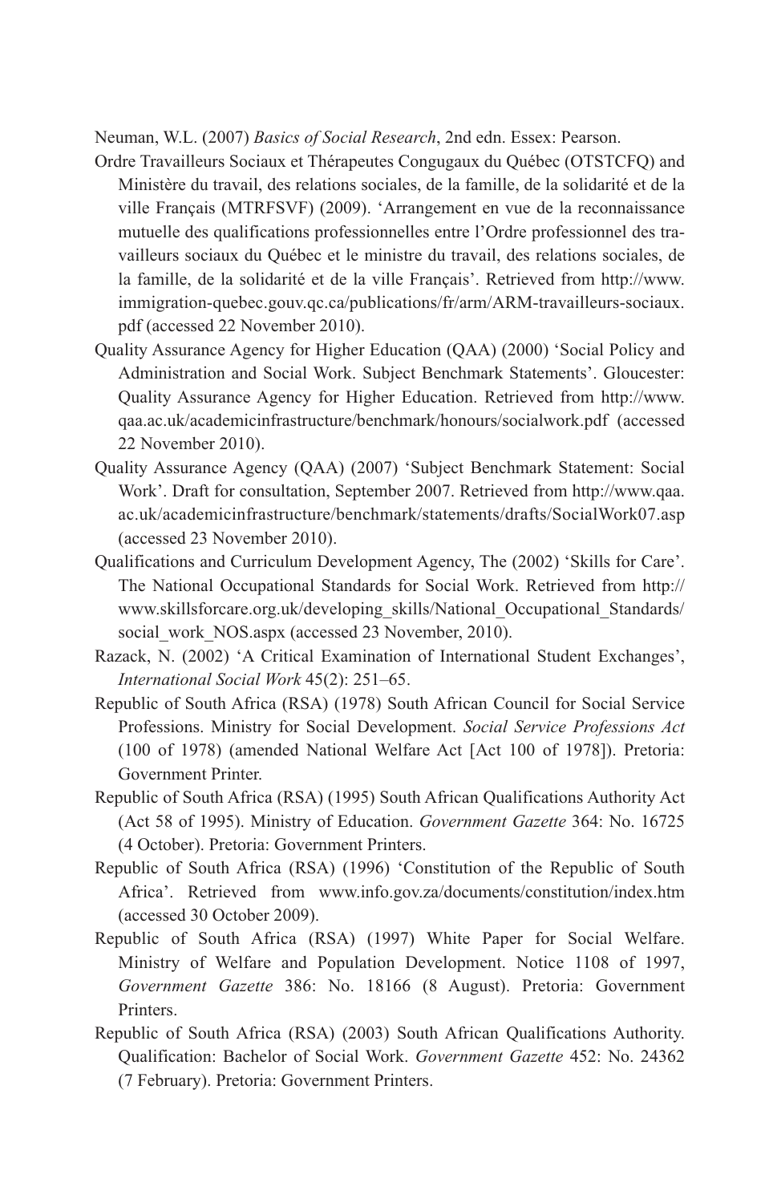Neuman, W.L. (2007) *Basics of Social Research*, 2nd edn. Essex: Pearson.

Ordre Travailleurs Sociaux et Thérapeutes Congugaux du Québec (OTSTCFQ) and Ministère du travail, des relations sociales, de la famille, de la solidarité et de la ville Français (MTRFSVF) (2009). 'Arrangement en vue de la reconnaissance mutuelle des qualifications professionnelles entre l'Ordre professionnel des travailleurs sociaux du Québec et le ministre du travail, des relations sociales, de la famille, de la solidarité et de la ville Français'. Retrieved from http://www.immigration-quebec.gouv.qc.ca/publications/fr/arm/ARM-travailleurs-sociaux.pdf (accessed 22 November 2010).

Quality Assurance Agency for Higher Education (QAA) (2000) 'Social Policy and Administration and Social Work. Subject Benchmark Statements'. Gloucester: Quality Assurance Agency for Higher Education. Retrieved from http://www.qaa.ac.uk/academicinfrastructure/benchmark/honours/socialwork.pdf (accessed 22 November 2010).

Quality Assurance Agency (QAA) (2007) 'Subject Benchmark Statement: Social Work'. Draft for consultation, September 2007. Retrieved from http://www.qaa.ac.uk/academicinfrastructure/benchmark/statements/drafts/SocialWork07.asp (accessed 23 November 2010).

Qualifications and Curriculum Development Agency, The (2002) 'Skills for Care'. The National Occupational Standards for Social Work. Retrieved from http://www.skillsforcare.org.uk/developing_skills/National_Occupational_Standards/social_work_NOS.aspx (accessed 23 November, 2010).

Razack, N. (2002) 'A Critical Examination of International Student Exchanges', *International Social Work* 45(2): 251–65.

Republic of South Africa (RSA) (1978) South African Council for Social Service Professions. Ministry for Social Development. *Social Service Professions Act* (100 of 1978) (amended National Welfare Act [Act 100 of 1978]). Pretoria: Government Printer.

Republic of South Africa (RSA) (1995) South African Qualifications Authority Act (Act 58 of 1995). Ministry of Education. *Government Gazette* 364: No. 16725 (4 October). Pretoria: Government Printers.

Republic of South Africa (RSA) (1996) 'Constitution of the Republic of South Africa'. Retrieved from www.info.gov.za/documents/constitution/index.htm (accessed 30 October 2009).

Republic of South Africa (RSA) (1997) White Paper for Social Welfare. Ministry of Welfare and Population Development. Notice 1108 of 1997, *Government Gazette* 386: No. 18166 (8 August). Pretoria: Government Printers.

Republic of South Africa (RSA) (2003) South African Qualifications Authority. Qualification: Bachelor of Social Work. *Government Gazette* 452: No. 24362 (7 February). Pretoria: Government Printers.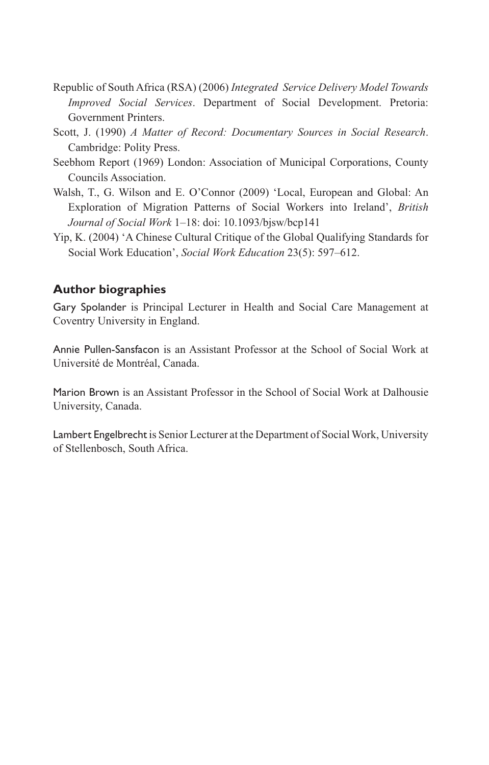Republic of South Africa (RSA) (2006) *Integrated Service Delivery Model Towards Improved Social Services*. Department of Social Development. Pretoria: Government Printers.

Scott, J. (1990) *A Matter of Record: Documentary Sources in Social Research*. Cambridge: Polity Press.

Seebhom Report (1969) London: Association of Municipal Corporations, County Councils Association.

Walsh, T., G. Wilson and E. O'Connor (2009) 'Local, European and Global: An Exploration of Migration Patterns of Social Workers into Ireland', *British Journal of Social Work* 1–18: doi: 10.1093/bjsw/bcp141

Yip, K. (2004) 'A Chinese Cultural Critique of the Global Qualifying Standards for Social Work Education', *Social Work Education* 23(5): 597–612.

## Author biographies

Gary Spolander is Principal Lecturer in Health and Social Care Management at Coventry University in England.

Annie Pullen-Sansfacon is an Assistant Professor at the School of Social Work at Université de Montréal, Canada.

Marion Brown is an Assistant Professor in the School of Social Work at Dalhousie University, Canada.

Lambert Engelbrecht is Senior Lecturer at the Department of Social Work, University of Stellenbosch, South Africa.